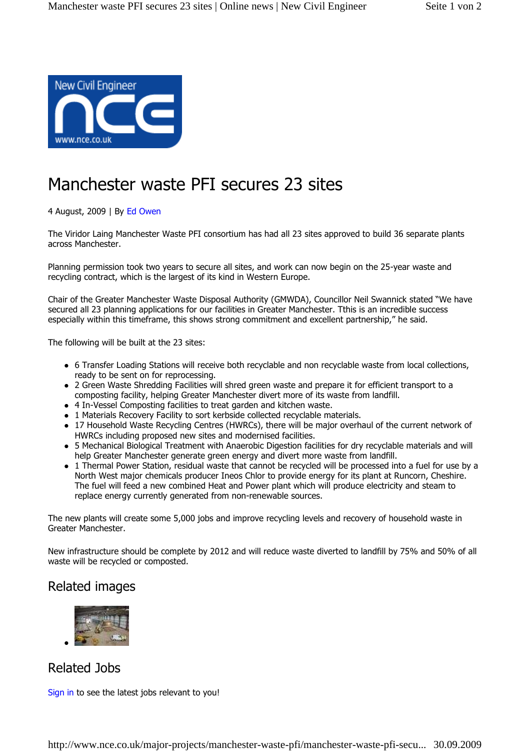# Manchester waste PFI secures 23 sites

4 August, 2009 | By Ed Owen

The Viridor Laing Manchester Waste PFI consortium has had all 23 sites approved to build 36 separate plants across Manchester.

Planning permission took two years to secure all sites, and work can now begin on the 25-year waste and recycling contract, which is the largest of its kind in Western Europe.

Chair of the Greater Manchester Waste Disposal Authority (GMWDA), Councillor Neil Swannick stated "We have secured all 23 planning applications for our facilities in Greater Manchester. Tthis is an incredible success especially within this timeframe, this shows strong commitment and excellent partnership," he said.

The following will be built at the 23 sites:

- 6 Transfer Loading Stations will receive both recyclable and non recyclable waste from local collections, ready to be sent on for reprocessing.
- 2 Green Waste Shredding Facilities will shred green waste and prepare it for efficient transport to a composting facility, helping Greater Manchester divert more of its waste from landfill.
- 4 In-Vessel Composting facilities to treat garden and kitchen waste.
- 1 Materials Recovery Facility to sort kerbside collected recyclable materials.
- 17 Household Waste Recycling Centres (HWRCs), there will be major overhaul of the current network of HWRCs including proposed new sites and modernised facilities.
- 5 Mechanical Biological Treatment with Anaerobic Digestion facilities for dry recyclable materials and will help Greater Manchester generate green energy and divert more waste from landfill.
- 1 Thermal Power Station, residual waste that cannot be recycled will be processed into a fuel for use by a North West major chemicals producer Ineos Chlor to provide energy for its plant at Runcorn, Cheshire. The fuel will feed a new combined Heat and Power plant which will produce electricity and steam to replace energy currently generated from non-renewable sources.

The new plants will create some 5,000 jobs and improve recycling levels and recovery of household waste in Greater Manchester.

New infrastructure should be complete by 2012 and will reduce waste diverted to landfill by 75% and 50% of all waste will be recycled or composted.

## Related images

## Related Jobs

Sign in to see the latest jobs relevant to you!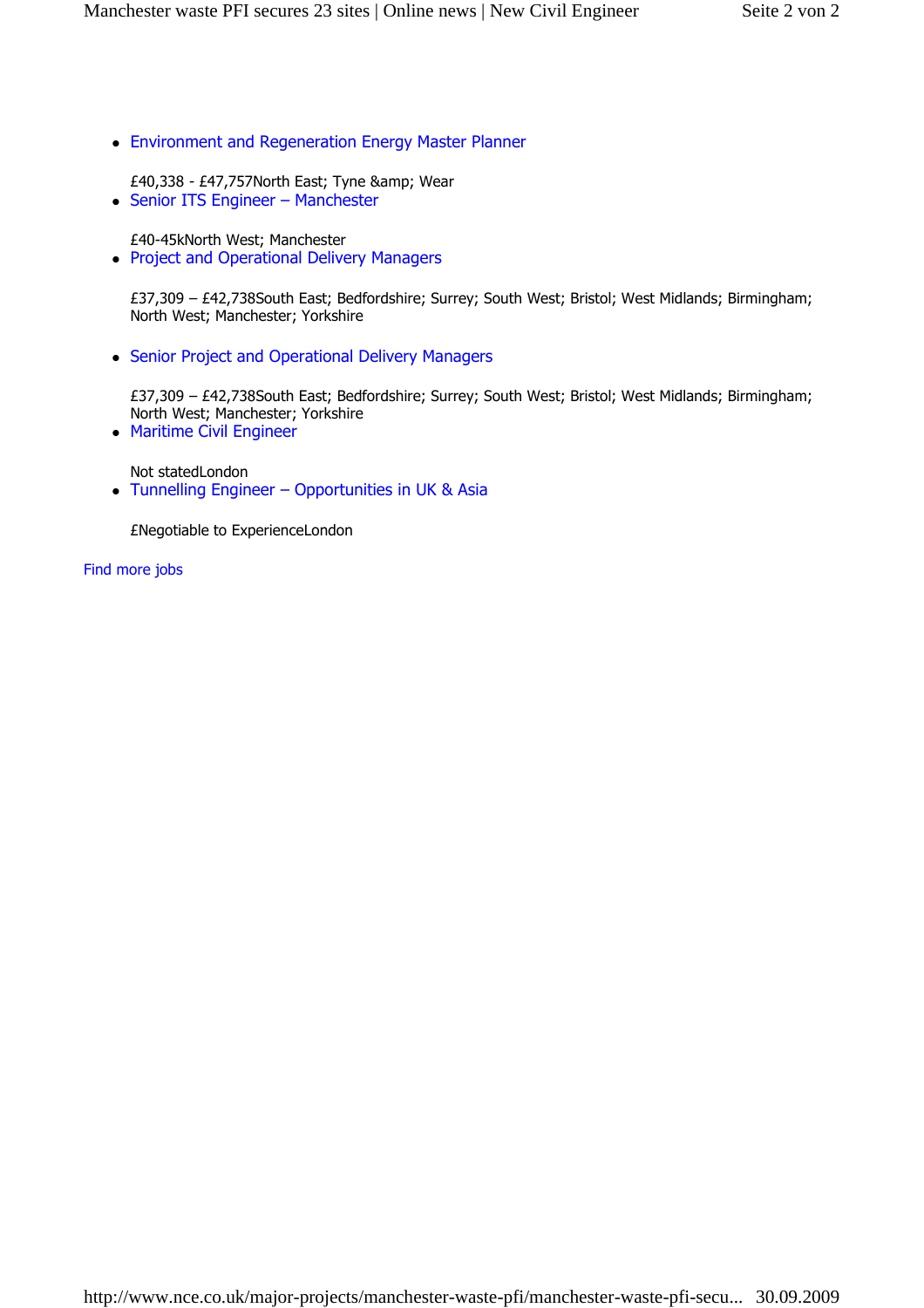- Environment and Regeneration Energy Master Planner

  £40,338 - £47,757North East; Tyne &amp; Wear
- Senior ITS Engineer – Manchester

  £40-45kNorth West; Manchester
- Project and Operational Delivery Managers

  £37,309 – £42,738South East; Bedfordshire; Surrey; South West; Bristol; West Midlands; Birmingham; North West; Manchester; Yorkshire
- Senior Project and Operational Delivery Managers

  £37,309 – £42,738South East; Bedfordshire; Surrey; South West; Bristol; West Midlands; Birmingham; North West; Manchester; Yorkshire
- Maritime Civil Engineer

  Not statedLondon
- Tunnelling Engineer – Opportunities in UK & Asia

  £Negotiable to ExperienceLondon

Find more jobs